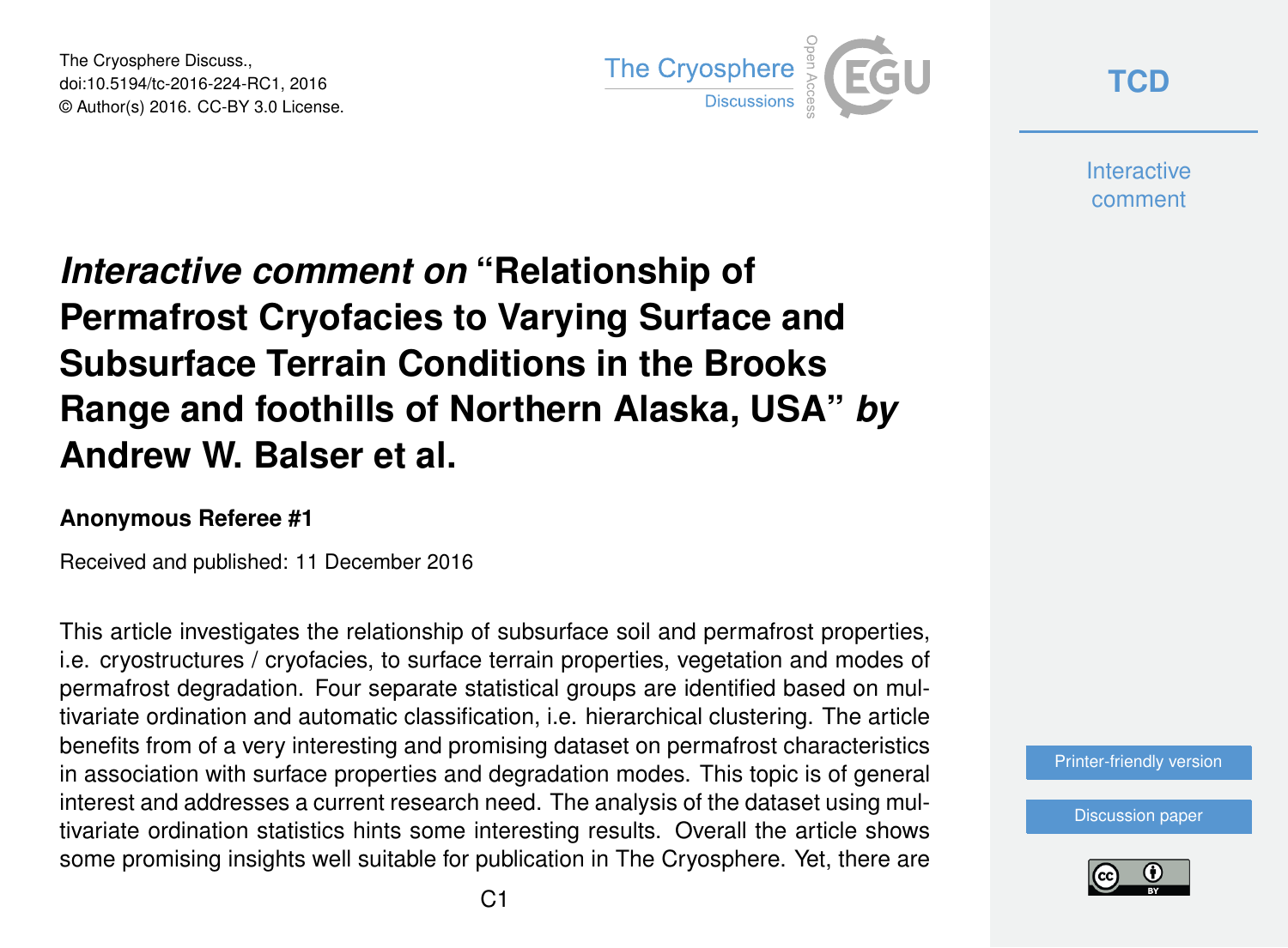# *Interactive comment on* "Relationship of Permafrost Cryofacies to Varying Surface and Subsurface Terrain Conditions in the Brooks Range and foothills of Northern Alaska, USA" *by* Andrew W. Balser et al.

**Anonymous Referee #1**

Received and published: 11 December 2016

This article investigates the relationship of subsurface soil and permafrost properties, i.e. cryostructures / cryofacies, to surface terrain properties, vegetation and modes of permafrost degradation. Four separate statistical groups are identified based on multivariate ordination and automatic classification, i.e. hierarchical clustering. The article benefits from of a very interesting and promising dataset on permafrost characteristics in association with surface properties and degradation modes. This topic is of general interest and addresses a current research need. The analysis of the dataset using multivariate ordination statistics hints some interesting results. Overall the article shows some promising insights well suitable for publication in The Cryosphere. Yet, there are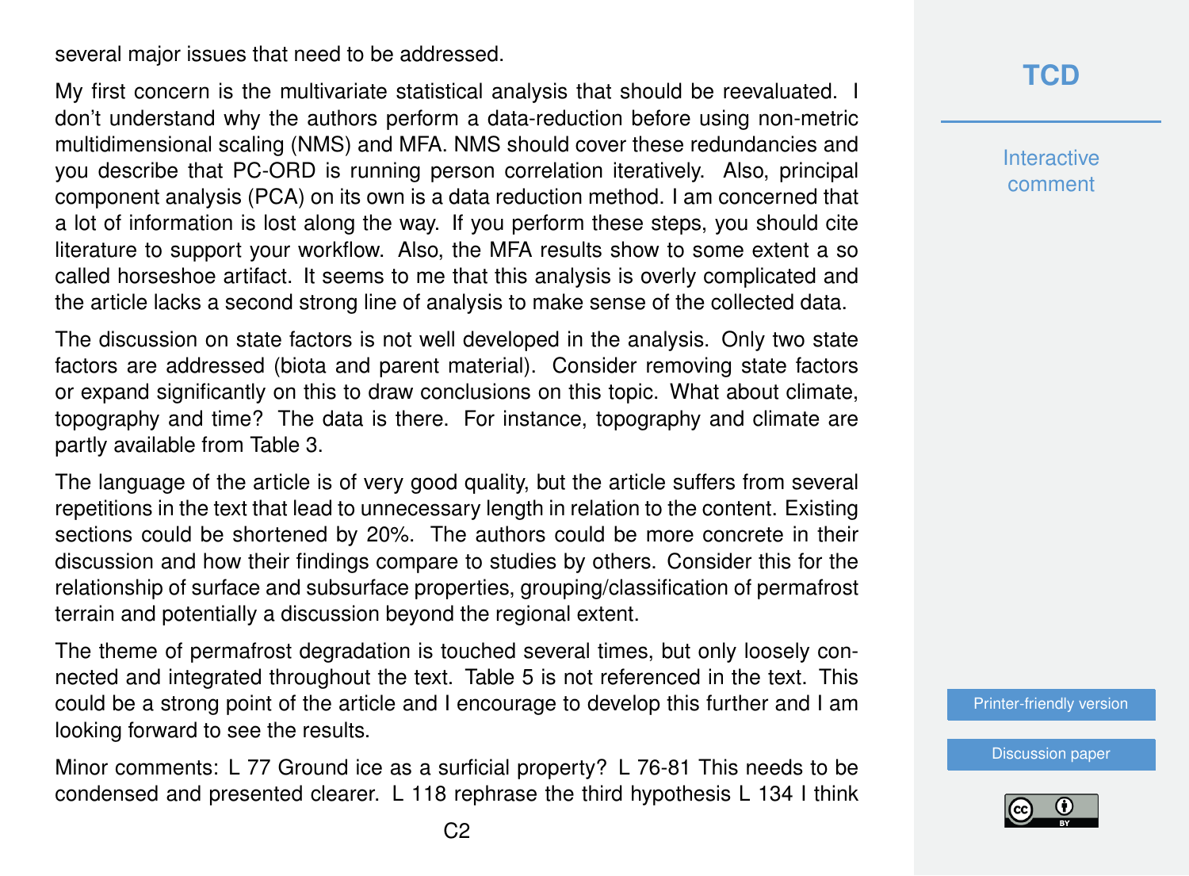several major issues that need to be addressed.

My first concern is the multivariate statistical analysis that should be reevaluated. I don't understand why the authors perform a data-reduction before using non-metric multidimensional scaling (NMS) and MFA. NMS should cover these redundancies and you describe that PC-ORD is running person correlation iteratively. Also, principal component analysis (PCA) on its own is a data reduction method. I am concerned that a lot of information is lost along the way. If you perform these steps, you should cite literature to support your workflow. Also, the MFA results show to some extent a so called horseshoe artifact. It seems to me that this analysis is overly complicated and the article lacks a second strong line of analysis to make sense of the collected data.

The discussion on state factors is not well developed in the analysis. Only two state factors are addressed (biota and parent material). Consider removing state factors or expand significantly on this to draw conclusions on this topic. What about climate, topography and time? The data is there. For instance, topography and climate are partly available from Table 3.

The language of the article is of very good quality, but the article suffers from several repetitions in the text that lead to unnecessary length in relation to the content. Existing sections could be shortened by 20%. The authors could be more concrete in their discussion and how their findings compare to studies by others. Consider this for the relationship of surface and subsurface properties, grouping/classification of permafrost terrain and potentially a discussion beyond the regional extent.

The theme of permafrost degradation is touched several times, but only loosely connected and integrated throughout the text. Table 5 is not referenced in the text. This could be a strong point of the article and I encourage to develop this further and I am looking forward to see the results.

Minor comments: L 77 Ground ice as a surficial property? L 76-81 This needs to be condensed and presented clearer. L 118 rephrase the third hypothesis L 134 I think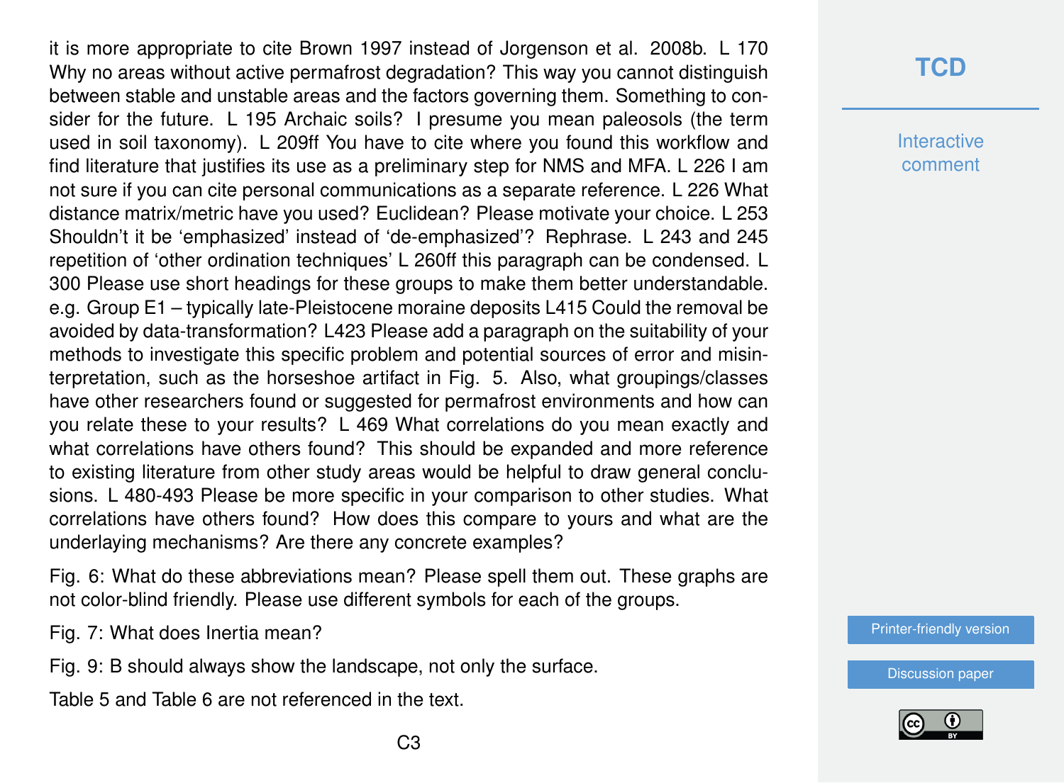it is more appropriate to cite Brown 1997 instead of Jorgenson et al. 2008b. L 170 Why no areas without active permafrost degradation? This way you cannot distinguish between stable and unstable areas and the factors governing them. Something to consider for the future. L 195 Archaic soils? I presume you mean paleosols (the term used in soil taxonomy). L 209ff You have to cite where you found this workflow and find literature that justifies its use as a preliminary step for NMS and MFA. L 226 I am not sure if you can cite personal communications as a separate reference. L 226 What distance matrix/metric have you used? Euclidean? Please motivate your choice. L 253 Shouldn't it be 'emphasized' instead of 'de-emphasized'? Rephrase. L 243 and 245 repetition of 'other ordination techniques' L 260ff this paragraph can be condensed. L 300 Please use short headings for these groups to make them better understandable. e.g. Group E1 – typically late-Pleistocene moraine deposits L415 Could the removal be avoided by data-transformation? L423 Please add a paragraph on the suitability of your methods to investigate this specific problem and potential sources of error and misinterpretation, such as the horseshoe artifact in Fig. 5. Also, what groupings/classes have other researchers found or suggested for permafrost environments and how can you relate these to your results? L 469 What correlations do you mean exactly and what correlations have others found? This should be expanded and more reference to existing literature from other study areas would be helpful to draw general conclusions. L 480-493 Please be more specific in your comparison to other studies. What correlations have others found? How does this compare to yours and what are the underlaying mechanisms? Are there any concrete examples?

Fig. 6: What do these abbreviations mean? Please spell them out. These graphs are not color-blind friendly. Please use different symbols for each of the groups.

Fig. 7: What does Inertia mean?

Fig. 9: B should always show the landscape, not only the surface.

Table 5 and Table 6 are not referenced in the text.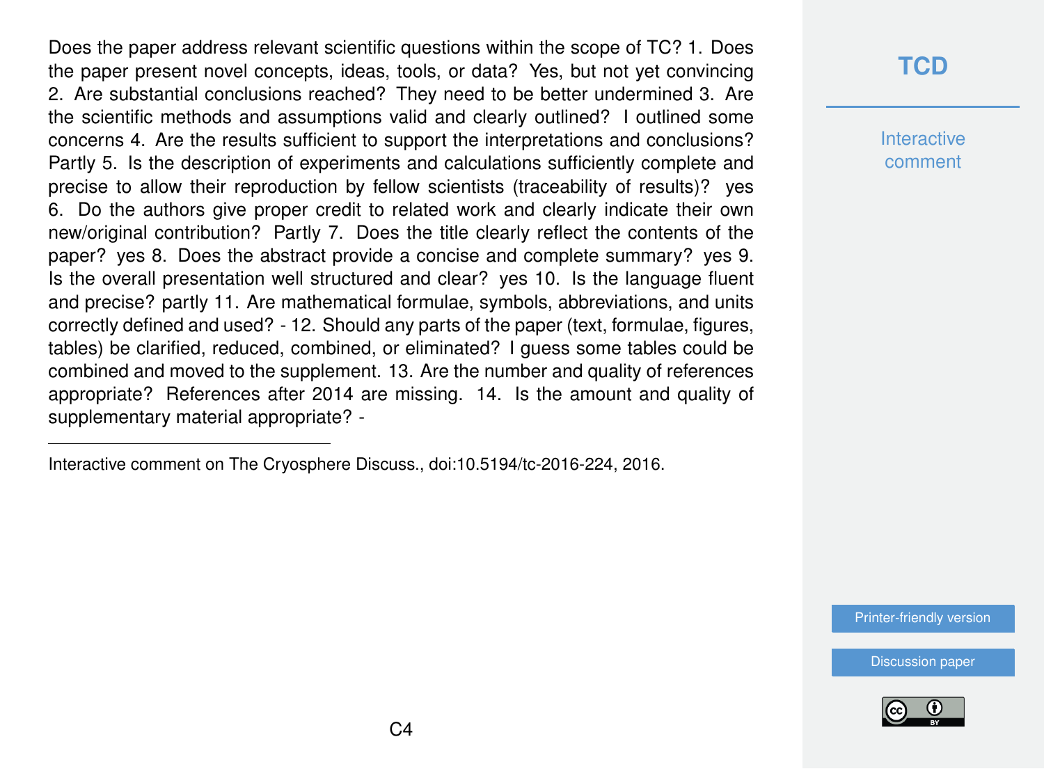Does the paper address relevant scientific questions within the scope of TC? 1. Does the paper present novel concepts, ideas, tools, or data? Yes, but not yet convincing 2. Are substantial conclusions reached? They need to be better undermined 3. Are the scientific methods and assumptions valid and clearly outlined? I outlined some concerns 4. Are the results sufficient to support the interpretations and conclusions? Partly 5. Is the description of experiments and calculations sufficiently complete and precise to allow their reproduction by fellow scientists (traceability of results)? yes 6. Do the authors give proper credit to related work and clearly indicate their own new/original contribution? Partly 7. Does the title clearly reflect the contents of the paper? yes 8. Does the abstract provide a concise and complete summary? yes 9. Is the overall presentation well structured and clear? yes 10. Is the language fluent and precise? partly 11. Are mathematical formulae, symbols, abbreviations, and units correctly defined and used? - 12. Should any parts of the paper (text, formulae, figures, tables) be clarified, reduced, combined, or eliminated? I guess some tables could be combined and moved to the supplement. 13. Are the number and quality of references appropriate? References after 2014 are missing. 14. Is the amount and quality of supplementary material appropriate? -

---

Interactive comment on The Cryosphere Discuss., doi:10.5194/tc-2016-224, 2016.